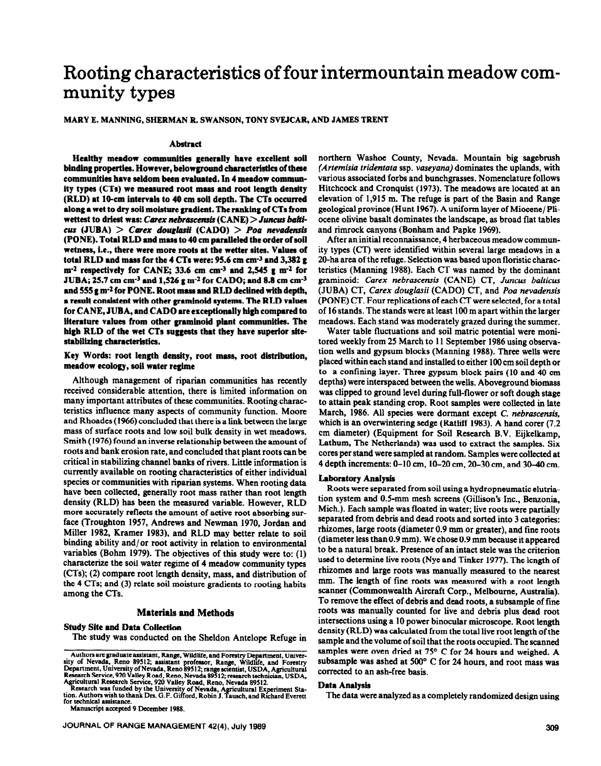# Rooting characteristics of four intermountain meadow community types

MARY E. MANNING, SHERMAN R. SWANSON, TONY SVEJCAR, AND JAMES TRENT

## Abstract

**Healthy meadow communities generally have excellent soil binding properties. However, belowground characteristics of these communities have seldom been evaluated. In 4 meadow community types (CTs) we measured root mass and root length density (RLD) at 10-cm intervals to 40 cm soil depth. The CTs occurred along a wet to dry soil moisture gradient. The ranking of CTs from wettest to driest was: *Carex nebrascensis* (CANE) > *Juncus balticus* (JUBA) > *Carex douglasii* (CADO) > *Poa nevadensis* (PONE). Total RLD and mass to 40 cm paralleled the order of soil wetness, i.e., there were more roots at the wetter sites. Values of total RLD and mass for the 4 CTs were: 95.6 cm cm$^{-3}$ and 3,382 g m$^{-2}$ respectively for CANE; 33.6 cm cm$^{-3}$ and 2,545 g m$^{-2}$ for JUBA; 25.7 cm cm$^{-3}$ and 1,526 g m$^{-2}$ for CADO; and 8.8 cm cm$^{-3}$ and 555 g m$^{-2}$ for PONE. Root mass and RLD declined with depth, a result consistent with other graminoid systems. The RLD values for CANE, JUBA, and CADO are exceptionally high compared to literature values from other graminoid plant communities. The high RLD of the wet CTs suggests that they have superior site-stabilizing characteristics.**

**Key Words: root length density, root mass, root distribution, meadow ecology, soil water regime**

Although management of riparian communities has recently received considerable attention, there is limited information on many important attributes of these communities. Rooting characteristics influence many aspects of community function. Moore and Rhoades (1966) concluded that there is a link between the large mass of surface roots and low soil bulk density in wet meadows. Smith (1976) found an inverse relationship between the amount of roots and bank erosion rate, and concluded that plant roots can be critical in stabilizing channel banks of rivers. Little information is currently available on rooting characteristics of either individual species or communities with riparian systems. When rooting data have been collected, generally root mass rather than root length density (RLD) has been the measured variable. However, RLD more accurately reflects the amount of active root absorbing surface (Troughton 1957, Andrews and Newman 1970, Jordan and Miller 1982, Kramer 1983), and RLD may better relate to soil binding ability and/or root activity in relation to environmental variables (Bohm 1979). The objectives of this study were to: (1) characterize the soil water regime of 4 meadow community types (CTs); (2) compare root length density, mass, and distribution of the 4 CTs; and (3) relate soil moisture gradients to rooting habits among the CTs.

## Materials and Methods

### Study Site and Data Collection

The study was conducted on the Sheldon Antelope Refuge in northern Washoe County, Nevada. Mountain big sagebrush (*Artemisia tridentata* ssp. *vaseyana*) dominates the uplands, with various associated forbs and bunchgrasses. Nomenclature follows Hitchcock and Cronquist (1973). The meadows are located at an elevation of 1,915 m. The refuge is part of the Basin and Range geological province (Hunt 1967). A uniform layer of Miocene/Pliocene olivine basalt dominates the landscape, as broad flat tables and rimrock canyons (Bonham and Papke 1969).

After an initial reconnaissance, 4 herbaceous meadow community types (CT) were identified within several large meadows in a 20-ha area of the refuge. Selection was based upon floristic characteristics (Manning 1988). Each CT was named by the dominant graminoid: *Carex nebrascensis* (CANE) CT, *Juncus balticus* (JUBA) CT, *Carex douglasii* (CADO) CT, and *Poa nevadensis* (PONE) CT. Four replications of each CT were selected, for a total of 16 stands. The stands were at least 100 m apart within the larger meadows. Each stand was moderately grazed during the summer.

Water table fluctuations and soil matric potential were monitored weekly from 25 March to 11 September 1986 using observation wells and gypsum blocks (Manning 1988). Three wells were placed within each stand and installed to either 100 cm soil depth or to a confining layer. Three gypsum block pairs (10 and 40 cm depths) were interspaced between the wells. Aboveground biomass was clipped to ground level during full-flower or soft dough stage to attain peak standing crop. Root samples were collected in late March, 1986. All species were dormant except *C. nebrascensis*, which is an overwintering sedge (Ratliff 1983). A hand corer (7.2 cm diameter) (Equipment for Soil Research B.V. Eijkelkamp, Lathum, The Netherlands) was used to extract the samples. Six cores per stand were sampled at random. Samples were collected at 4 depth increments: 0–10 cm, 10–20 cm, 20–30 cm, and 30–40 cm.

### Laboratory Analysis

Roots were separated from soil using a hydropneumatic elutriation system and 0.5-mm mesh screens (Gillison's Inc., Benzonia, Mich.). Each sample was floated in water; live roots were partially separated from debris and dead roots and sorted into 3 categories: rhizomes, large roots (diameter 0.9 mm or greater), and fine roots (diameter less than 0.9 mm). We chose 0.9 mm because it appeared to be a natural break. Presence of an intact stele was the criterion used to determine live roots (Nye and Tinker 1977). The length of rhizomes and large roots was manually measured to the nearest mm. The length of fine roots was measured with a root length scanner (Commonwealth Aircraft Corp., Melbourne, Australia). To remove the effect of debris and dead roots, a subsample of fine roots was manually counted for live and debris plus dead root intersections using a 10 power binocular microscope. Root length density (RLD) was calculated from the total live root length of the sample and the volume of soil that the roots occupied. The scanned samples were oven dried at 75° C for 24 hours and weighed. A subsample was ashed at 500° C for 24 hours, and root mass was corrected to an ash-free basis.

### Data Analysis

The data were analyzed as a completely randomized design using

---

Authors are graduate assistant, Range, Wildlife, and Forestry Department, University of Nevada, Reno 89512; assistant professor, Range, Wildlife, and Forestry Department, University of Nevada, Reno 89512; range scientist, USDA, Agricultural Research Service, 920 Valley Road, Reno, Nevada 89512; research technician, USDA, Agricultural Research Service, 920 Valley Road, Reno, Nevada 89512.

Research was funded by the University of Nevada, Agricultural Experiment Station. Authors wish to thank Drs. G.F. Gifford, Robin J. Tausch, and Richard Everett for technical assistance.

Manuscript accepted 9 December 1988.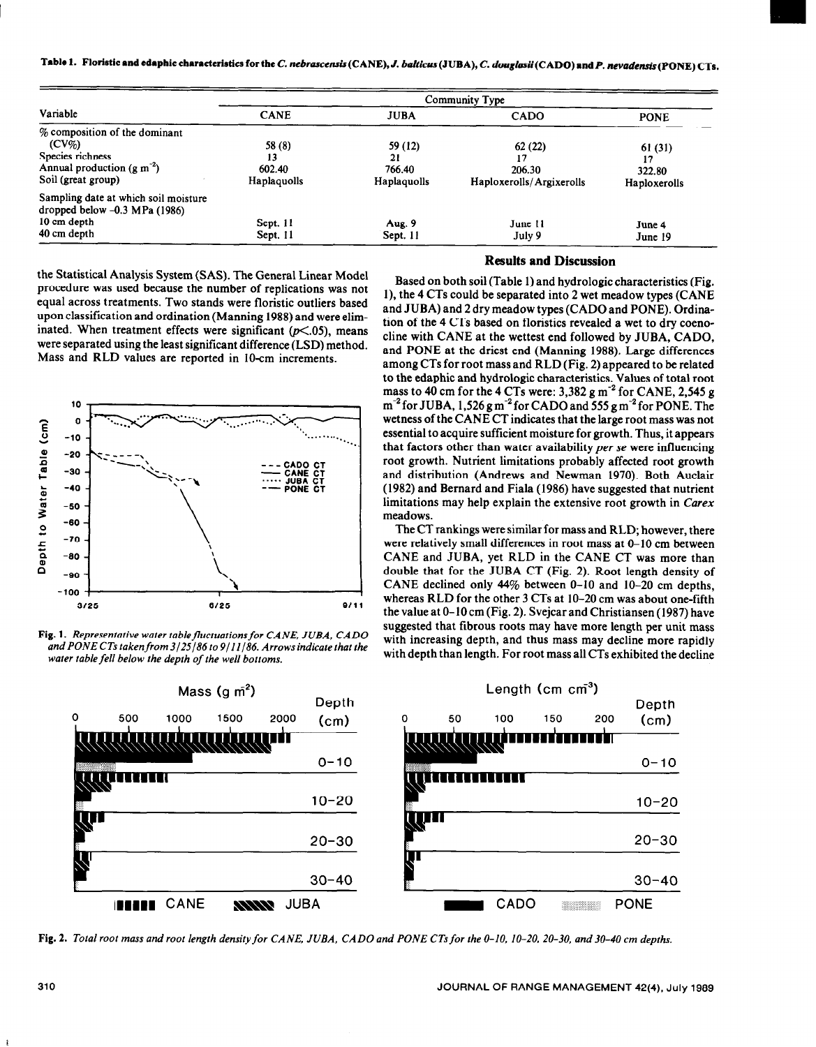**Table 1. Floristic and edaphic characteristics for the *C. nebrascensis* (CANE), *J. balticus* (JUBA), *C. douglasii* (CADO) and *P. nevadensis* (PONE) CTs.**

| Variable | Community Type | | | |
|---|---|---|---|---|
| | CANE | JUBA | CADO | PONE |
| % composition of the dominant (CV%) | 58 (8) | 59 (12) | 62 (22) | 61 (31) |
| Species richness | 13 | 21 | 17 | 17 |
| Annual production (g $m^{-2}$) | 602.40 | 766.40 | 206.30 | 322.80 |
| Soil (great group) | Haplaquolls | Haplaquolls | Haploxerolls/Argixerolls | Haploxerolls |
| Sampling date at which soil moisture dropped below -0.3 MPa (1986) | | | | |
| 10 cm depth | Sept. 11 | Aug. 9 | June 11 | June 4 |
| 40 cm depth | Sept. 11 | Sept. 11 | July 9 | June 19 |

the Statistical Analysis System (SAS). The General Linear Model procedure was used because the number of replications was not equal across treatments. Two stands were floristic outliers based upon classification and ordination (Manning 1988) and were eliminated. When treatment effects were significant ($p<.05$), means were separated using the least significant difference (LSD) method. Mass and RLD values are reported in 10-cm increments.

**Fig. 1.** *Representative water table fluctuations for CANE, JUBA, CADO and PONE CTs taken from 3/25/86 to 9/11/86. Arrows indicate that the water table fell below the depth of the well bottoms.*

## Results and Discussion

Based on both soil (Table 1) and hydrologic characteristics (Fig. 1), the 4 CTs could be separated into 2 wet meadow types (CANE and JUBA) and 2 dry meadow types (CADO and PONE). Ordination of the 4 CTs based on floristics revealed a wet to dry coenocline with CANE at the wettest end followed by JUBA, CADO, and PONE at the driest end (Manning 1988). Large differences among CTs for root mass and RLD (Fig. 2) appeared to be related to the edaphic and hydrologic characteristics. Values of total root mass to 40 cm for the 4 CTs were: 3,382 g $m^{-2}$ for CANE, 2,545 g $m^{-2}$ for JUBA, 1,526 g $m^{-2}$ for CADO and 555 g $m^{-2}$ for PONE. The wetness of the CANE CT indicates that the large root mass was not essential to acquire sufficient moisture for growth. Thus, it appears that factors other than water availability *per se* were influencing root growth. Nutrient limitations probably affected root growth and distribution (Andrews and Newman 1970). Both Auclair (1982) and Bernard and Fiala (1986) have suggested that nutrient limitations may help explain the extensive root growth in *Carex* meadows.

The CT rankings were similar for mass and RLD; however, there were relatively small differences in root mass at 0–10 cm between CANE and JUBA, yet RLD in the CANE CT was more than double that for the JUBA CT (Fig. 2). Root length density of CANE declined only 44% between 0–10 and 10–20 cm depths, whereas RLD for the other 3 CTs at 10–20 cm was about one-fifth the value at 0–10 cm (Fig. 2). Svejcar and Christiansen (1987) have suggested that fibrous roots may have more length per unit mass with increasing depth, and thus mass may decline more rapidly with depth than length. For root mass all CTs exhibited the decline

**Fig. 2.** *Total root mass and root length density for CANE, JUBA, CADO and PONE CTs for the 0-10, 10-20, 20-30, and 30-40 cm depths.*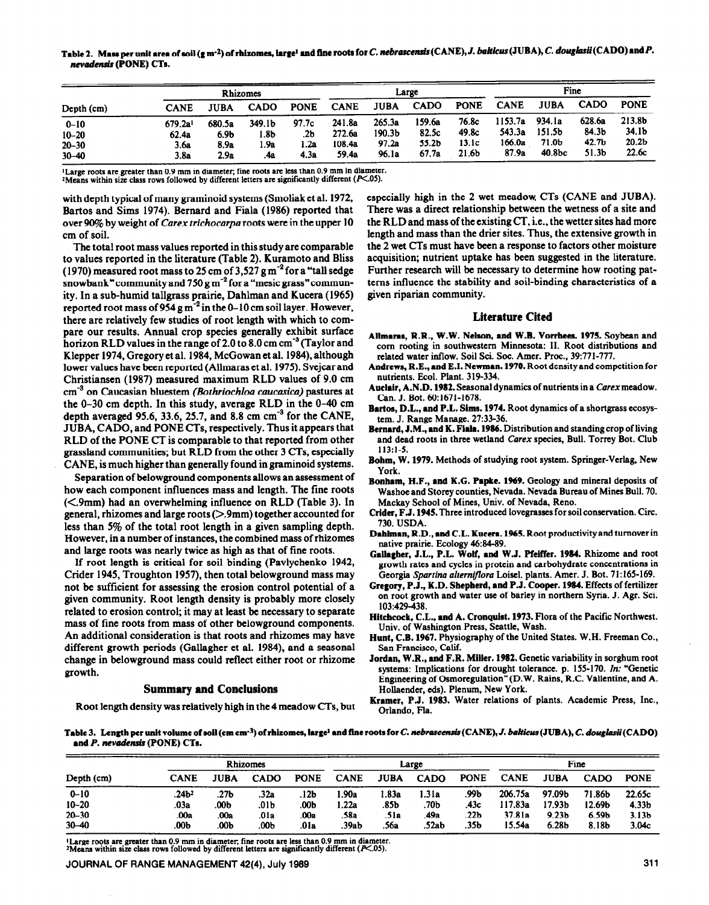Table 2. Mass per unit area of soil (g m⁻²) of rhizomes, large[1] and fine roots for *C. nebrascensis* (CANE), *J. balticus* (JUBA), *C. douglasii* (CADO) and *P. nevadensis* (PONE) CTs.

| Depth (cm) | Rhizomes | | | | Large | | | | Fine | | | |
|---|---|---|---|---|---|---|---|---|---|---|---|---|
| | CANE | JUBA | CADO | PONE | CANE | JUBA | CADO | PONE | CANE | JUBA | CADO | PONE |
| 0–10 | 679.2a[1] | 680.5a | 349.1b | 97.7c | 241.8a | 265.3a | 159.6a | 76.8c | 1153.7a | 934.1a | 628.6a | 213.8b |
| 10–20 | 62.4a | 6.9b | 1.8b | .2b | 272.6a | 190.3b | 82.5c | 49.8c | 543.3a | 151.5b | 84.3b | 34.1b |
| 20–30 | 3.6a | 8.9a | 1.9a | 1.2a | 108.4a | 97.2a | 55.2b | 13.1c | 166.0a | 71.0b | 42.7b | 20.2b |
| 30–40 | 3.8a | 2.9a | .4a | 4.3a | 59.4a | 96.1a | 67.7a | 21.6b | 87.9a | 40.8bc | 51.3b | 22.6c |

[1]Large roots are greater than 0.9 mm in diameter; fine roots are less than 0.9 mm in diameter.
[2]Means within size class rows followed by different letters are significantly different ($P<.05$).

with depth typical of many graminoid systems (Smoliak et al. 1972, Bartos and Sims 1974). Bernard and Fiala (1986) reported that over 90% by weight of *Carex trichocarpa* roots were in the upper 10 cm of soil.

The total root mass values reported in this study are comparable to values reported in the literature (Table 2). Kuramoto and Bliss (1970) measured root mass to 25 cm of 3,527 g m⁻² for a "tall sedge snowbank" community and 750 g m⁻² for a "mesic grass" community. In a sub-humid tallgrass prairie, Dahlman and Kucera (1965) reported root mass of 954 g m⁻² in the 0–10 cm soil layer. However, there are relatively few studies of root length with which to compare our results. Annual crop species generally exhibit surface horizon RLD values in the range of 2.0 to 8.0 cm cm⁻³ (Taylor and Klepper 1974, Gregory et al. 1984, McGowan et al. 1984), although lower values have been reported (Allmaras et al. 1975). Svejcar and Christiansen (1987) measured maximum RLD values of 9.0 cm cm⁻³ on Caucasian bluestem *(Bothriochloa caucasica)* pastures at the 0–30 cm depth. In this study, average RLD in the 0–40 cm depth averaged 95.6, 33.6, 25.7, and 8.8 cm cm⁻³ for the CANE, JUBA, CADO, and PONE CTs, respectively. Thus it appears that RLD of the PONE CT is comparable to that reported from other grassland communities; but RLD from the other 3 CTs, especially CANE, is much higher than generally found in graminoid systems.

Separation of belowground components allows an assessment of how each component influences mass and length. The fine roots (<.9mm) had an overwhelming influence on RLD (Table 3). In general, rhizomes and large roots (>.9mm) together accounted for less than 5% of the total root length in a given sampling depth. However, in a number of instances, the combined mass of rhizomes and large roots was nearly twice as high as that of fine roots.

If root length is critical for soil binding (Pavlychenko 1942, Crider 1945, Troughton 1957), then total belowground mass may not be sufficient for assessing the erosion control potential of a given community. Root length density is probably more closely related to erosion control; it may at least be necessary to separate mass of fine roots from mass of other belowground components. An additional consideration is that roots and rhizomes may have different growth periods (Gallagher et al. 1984), and a seasonal change in belowground mass could reflect either root or rhizome growth.

## Summary and Conclusions

Root length density was relatively high in the 4 meadow CTs, but especially high in the 2 wet meadow CTs (CANE and JUBA). There was a direct relationship between the wetness of a site and the RLD and mass of the existing CT, i.e., the wetter sites had more length and mass than the drier sites. Thus, the extensive growth in the 2 wet CTs must have been a response to factors other moisture acquisition; nutrient uptake has been suggested in the literature. Further research will be necessary to determine how rooting patterns influence the stability and soil-binding characteristics of a given riparian community.

## Literature Cited

**Allmaras, R.R., W.W. Nelson, and W.B. Vorrhees. 1975.** Soybean and corn rooting in southwestern Minnesota: II. Root distributions and related water inflow. Soil Sci. Soc. Amer. Proc., 39:771-777.

**Andrews, R.E., and E.I. Newman. 1970.** Root density and competition for nutrients. Ecol. Plant. 319-334.

**Auclair, A.N.D. 1982.** Seasonal dynamics of nutrients in a *Carex* meadow. Can. J. Bot. 60:1671-1678.

**Bartos, D.L., and P.L. Sims. 1974.** Root dynamics of a shortgrass ecosystem. J. Range Manage. 27:33-36.

**Bernard, J.M., and K. Fiala. 1986.** Distribution and standing crop of living and dead roots in three wetland *Carex* species, Bull. Torrey Bot. Club 113:1-5.

**Bohm, W. 1979.** Methods of studying root system. Springer-Verlag, New York.

**Bonham, H.F., and K.G. Papke. 1969.** Geology and mineral deposits of Washoe and Storey counties, Nevada. Nevada Bureau of Mines Bull. 70. Mackay School of Mines, Univ. of Nevada, Reno.

**Crider, F.J. 1945.** Three introduced lovegrasses for soil conservation. Circ. 730. USDA.

**Dahlman, R.D., and C.L. Kucera. 1965.** Root productivity and turnover in native prairie. Ecology 46:84-89.

**Gallagher, J.L., P.L. Wolf, and W.J. Pfeiffer. 1984.** Rhizome and root growth rates and cycles in protein and carbohydrate concentrations in Georgia *Spartina alterniflora* Loisel. plants. Amer. J. Bot. 71:165-169.

**Gregory, P.J., K.D. Shepherd, and P.J. Cooper. 1984.** Effects of fertilizer on root growth and water use of barley in northern Syria. J. Agr. Sci. 103:429-438.

**Hitchcock, C.L., and A. Cronquist. 1973.** Flora of the Pacific Northwest. Univ. of Washington Press, Seattle, Wash.

**Hunt, C.B. 1967.** Physiography of the United States. W.H. Freeman Co., San Francisco, Calif.

**Jordan, W.R., and F.R. Miller. 1982.** Genetic variability in sorghum root systems: Implications for drought tolerance. p. 155-170. *In:* "Genetic Engineering of Osmoregulation" (D.W. Rains, R.C. Vallentine, and A. Hollaender, eds). Plenum, New York.

**Kramer, P.J. 1983.** Water relations of plants. Academic Press, Inc., Orlando, Fla.

Table 3. Length per unit volume of soil (cm cm⁻³) of rhizomes, large[1] and fine roots for *C. nebrascensis* (CANE), *J. balticus* (JUBA), *C. douglasii* (CADO) and *P. nevadensis* (PONE) CTs.

| Depth (cm) | Rhizomes | | | | Large | | | | Fine | | | |
|---|---|---|---|---|---|---|---|---|---|---|---|---|
| | CANE | JUBA | CADO | PONE | CANE | JUBA | CADO | PONE | CANE | JUBA | CADO | PONE |
| 0–10 | .24b[2] | .27b | .32a | .12b | 1.90a | 1.83a | 1.31a | .99b | 206.75a | 97.09b | 71.86b | 22.65c |
| 10–20 | .03a | .00b | .01b | .00b | 1.22a | .85b | .70b | .43c | 117.83a | 17.93b | 12.69b | 4.33b |
| 20–30 | .00a | .00a | .01a | .00a | .58a | .51a | .49a | .22b | 37.81a | 9.23b | 6.59b | 3.13b |
| 30–40 | .00b | .00b | .00b | .01a | .39ab | .56a | .52ab | .35b | 15.54a | 6.28b | 8.18b | 3.04c |

[1]Large roots are greater than 0.9 mm in diameter; fine roots are less than 0.9 mm in diameter.
[2]Means within size class rows followed by different letters are significantly different ($P<.05$).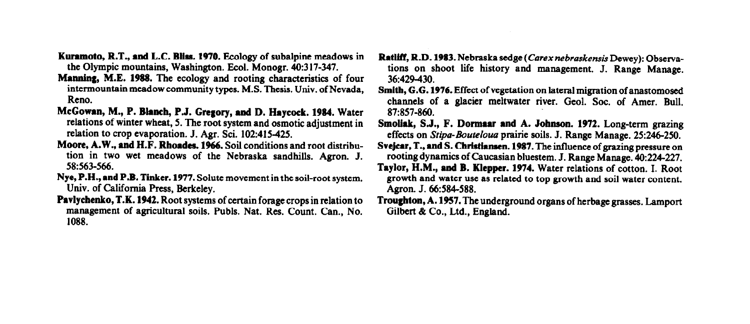**Kuramoto, R.T., and L.C. Bliss. 1970.** Ecology of subalpine meadows in the Olympic mountains, Washington. Ecol. Monogr. 40:317-347.

**Manning, M.E. 1988.** The ecology and rooting characteristics of four intermountain meadow community types. M.S. Thesis. Univ. of Nevada, Reno.

**McGowan, M., P. Blanch, P.J. Gregory, and D. Haycock. 1984.** Water relations of winter wheat, 5. The root system and osmotic adjustment in relation to crop evaporation. J. Agr. Sci. 102:415-425.

**Moore, A.W., and H.F. Rhoades. 1966.** Soil conditions and root distribution in two wet meadows of the Nebraska sandhills. Agron. J. 58:563-566.

**Nye, P.H., and P.B. Tinker. 1977.** Solute movement in the soil-root system. Univ. of California Press, Berkeley.

**Pavlychenko, T.K. 1942.** Root systems of certain forage crops in relation to management of agricultural soils. Publs. Nat. Res. Count. Can., No. 1088.

**Ratliff, R.D. 1983.** Nebraska sedge (*Carex nebraskensis* Dewey): Observations on shoot life history and management. J. Range Manage. 36:429-430.

**Smith, G.G. 1976.** Effect of vegetation on lateral migration of anastomosed channels of a glacier meltwater river. Geol. Soc. of Amer. Bull. 87:857-860.

**Smoliak, S.J., F. Dormaar and A. Johnson. 1972.** Long-term grazing effects on *Stipa-Bouteloua* prairie soils. J. Range Manage. 25:246-250.

**Svejcar, T., and S. Christiansen. 1987.** The influence of grazing pressure on rooting dynamics of Caucasian bluestem. J. Range Manage. 40:224-227.

**Taylor, H.M., and B. Klepper. 1974.** Water relations of cotton. I. Root growth and water use as related to top growth and soil water content. Agron. J. 66:584-588.

**Troughton, A. 1957.** The underground organs of herbage grasses. Lamport Gilbert & Co., Ltd., England.